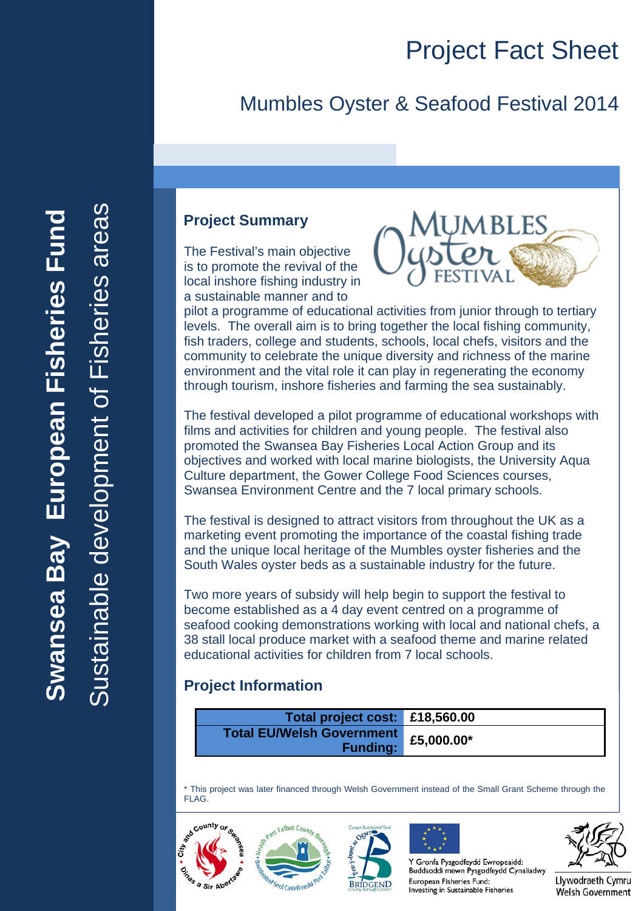# Project Fact Sheet

## Mumbles Oyster & Seafood Festival 2014

**Swansea Bay European Fisheries Fund**

Sustainable development of Fisheries areas

### Project Summary

The Festival's main objective is to promote the revival of the local inshore fishing industry in a sustainable manner and to pilot a programme of educational activities from junior through to tertiary levels. The overall aim is to bring together the local fishing community, fish traders, college and students, schools, local chefs, visitors and the community to celebrate the unique diversity and richness of the marine environment and the vital role it can play in regenerating the economy through tourism, inshore fisheries and farming the sea sustainably.

The festival developed a pilot programme of educational workshops with films and activities for children and young people. The festival also promoted the Swansea Bay Fisheries Local Action Group and its objectives and worked with local marine biologists, the University Aqua Culture department, the Gower College Food Sciences courses, Swansea Environment Centre and the 7 local primary schools.

The festival is designed to attract visitors from throughout the UK as a marketing event promoting the importance of the coastal fishing trade and the unique local heritage of the Mumbles oyster fisheries and the South Wales oyster beds as a sustainable industry for the future.

Two more years of subsidy will help begin to support the festival to become established as a 4 day event centred on a programme of seafood cooking demonstrations working with local and national chefs, a 38 stall local produce market with a seafood theme and marine related educational activities for children from 7 local schools.

### Project Information

| | |
|---|---|
| **Total project cost:** | **£18,560.00** |
| **Total EU/Welsh Government Funding:** | **£5,000.00*** |

* This project was later financed through Welsh Government instead of the Small Grant Scheme through the FLAG.

Y Gronfa Pysgodfeydd Ewropeaidd: Buddsoddi mewn Pysgodfeydd Cynaliadwy
European Fisheries Fund: Investing in Sustainable Fisheries

Llywodraeth Cymru
Welsh Government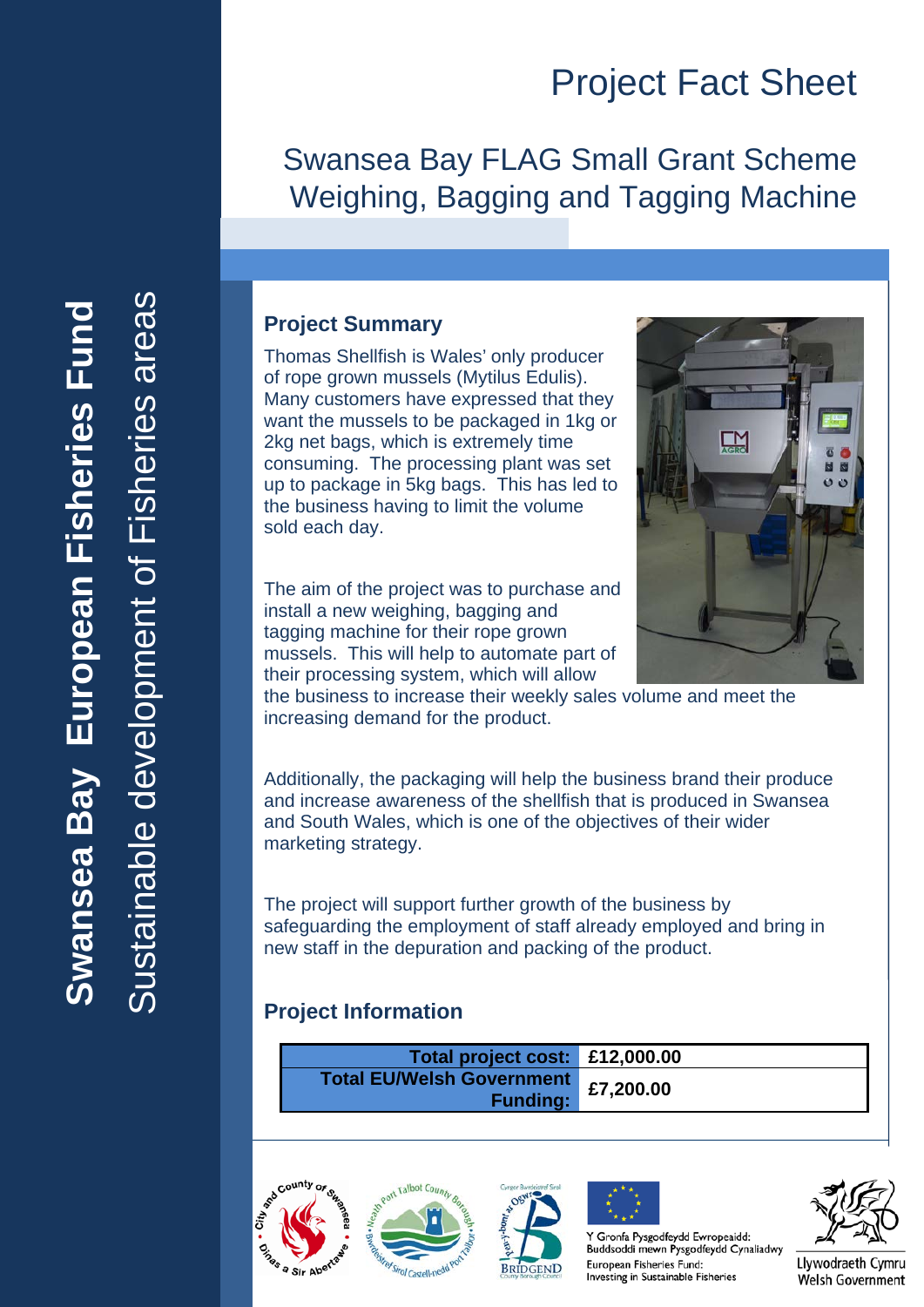# Project Fact Sheet

## Swansea Bay FLAG Small Grant Scheme
## Weighing, Bagging and Tagging Machine

**Swansea Bay European Fisheries Fund**

Sustainable development of Fisheries areas

### Project Summary

Thomas Shellfish is Wales' only producer of rope grown mussels (Mytilus Edulis). Many customers have expressed that they want the mussels to be packaged in 1kg or 2kg net bags, which is extremely time consuming. The processing plant was set up to package in 5kg bags. This has led to the business having to limit the volume sold each day.

The aim of the project was to purchase and install a new weighing, bagging and tagging machine for their rope grown mussels. This will help to automate part of their processing system, which will allow the business to increase their weekly sales volume and meet the increasing demand for the product.

Additionally, the packaging will help the business brand their produce and increase awareness of the shellfish that is produced in Swansea and South Wales, which is one of the objectives of their wider marketing strategy.

The project will support further growth of the business by safeguarding the employment of staff already employed and bring in new staff in the depuration and packing of the product.

### Project Information

| | |
|---|---|
| **Total project cost:** | **£12,000.00** |
| **Total EU/Welsh Government Funding:** | **£7,200.00** |

Y Gronfa Pysgodfeydd Ewropeaidd: Buddsoddi mewn Pysgodfeydd Cynaliadwy
European Fisheries Fund: Investing in Sustainable Fisheries

Llywodraeth Cymru
Welsh Government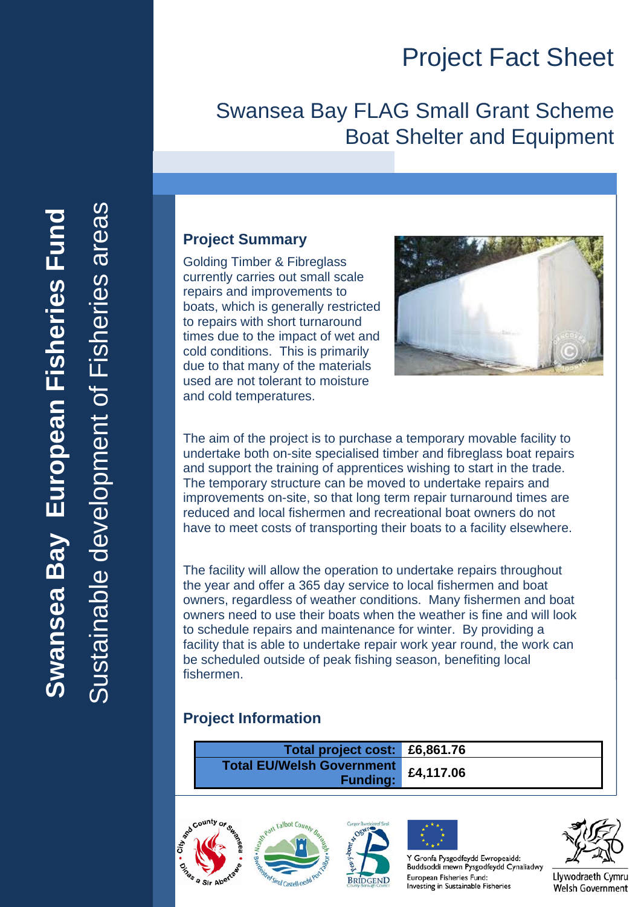# Project Fact Sheet

## Swansea Bay FLAG Small Grant Scheme Boat Shelter and Equipment

**Swansea Bay European Fisheries Fund**

Sustainable development of Fisheries areas

### Project Summary

Golding Timber & Fibreglass currently carries out small scale repairs and improvements to boats, which is generally restricted to repairs with short turnaround times due to the impact of wet and cold conditions. This is primarily due to that many of the materials used are not tolerant to moisture and cold temperatures.

The aim of the project is to purchase a temporary movable facility to undertake both on-site specialised timber and fibreglass boat repairs and support the training of apprentices wishing to start in the trade. The temporary structure can be moved to undertake repairs and improvements on-site, so that long term repair turnaround times are reduced and local fishermen and recreational boat owners do not have to meet costs of transporting their boats to a facility elsewhere.

The facility will allow the operation to undertake repairs throughout the year and offer a 365 day service to local fishermen and boat owners, regardless of weather conditions. Many fishermen and boat owners need to use their boats when the weather is fine and will look to schedule repairs and maintenance for winter. By providing a facility that is able to undertake repair work year round, the work can be scheduled outside of peak fishing season, benefiting local fishermen.

### Project Information

| | |
|---|---|
| **Total project cost:** | **£6,861.76** |
| **Total EU/Welsh Government Funding:** | **£4,117.06** |

Y Gronfa Pysgodfeydd Ewropeaidd: Buddsoddi mewn Pysgodfeydd Cynaliadwy
European Fisheries Fund: Investing in Sustainable Fisheries

Llywodraeth Cymru
Welsh Government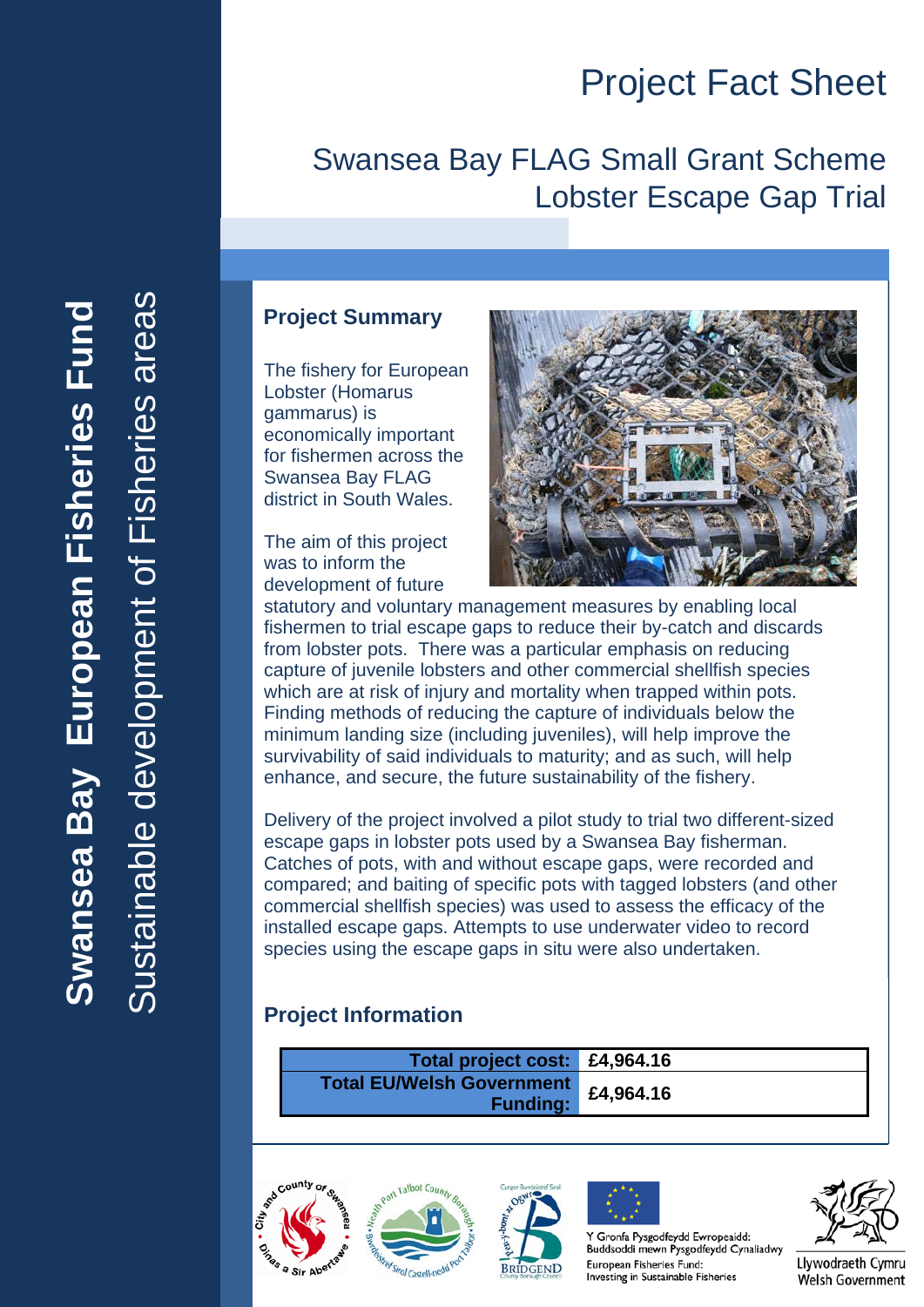Swansea Bay European Fisheries Fund

Sustainable development of Fisheries areas

# Project Fact Sheet

## Swansea Bay FLAG Small Grant Scheme Lobster Escape Gap Trial

### Project Summary

The fishery for European Lobster (Homarus gammarus) is economically important for fishermen across the Swansea Bay FLAG district in South Wales.

The aim of this project was to inform the development of future statutory and voluntary management measures by enabling local fishermen to trial escape gaps to reduce their by-catch and discards from lobster pots. There was a particular emphasis on reducing capture of juvenile lobsters and other commercial shellfish species which are at risk of injury and mortality when trapped within pots. Finding methods of reducing the capture of individuals below the minimum landing size (including juveniles), will help improve the survivability of said individuals to maturity; and as such, will help enhance, and secure, the future sustainability of the fishery.

Delivery of the project involved a pilot study to trial two different-sized escape gaps in lobster pots used by a Swansea Bay fisherman. Catches of pots, with and without escape gaps, were recorded and compared; and baiting of specific pots with tagged lobsters (and other commercial shellfish species) was used to assess the efficacy of the installed escape gaps. Attempts to use underwater video to record species using the escape gaps in situ were also undertaken.

### Project Information

| | |
|---|---|
| **Total project cost:** | **£4,964.16** |
| **Total EU/Welsh Government Funding:** | **£4,964.16** |

Y Gronfa Pysgodfeydd Ewropeaidd: Buddsoddi mewn Pysgodfeydd Cynaliadwy
European Fisheries Fund: Investing in Sustainable Fisheries

Llywodraeth Cymru
Welsh Government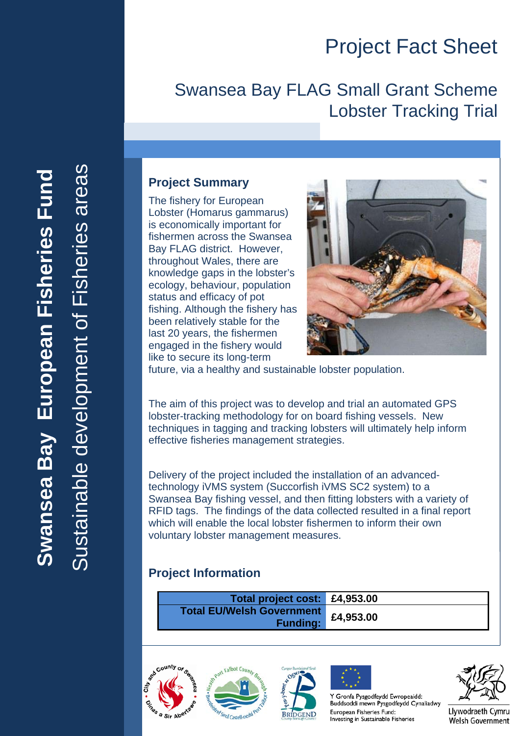# Project Fact Sheet

## Swansea Bay FLAG Small Grant Scheme Lobster Tracking Trial

**Swansea Bay European Fisheries Fund**

Sustainable development of Fisheries areas

### Project Summary

The fishery for European Lobster (Homarus gammarus) is economically important for fishermen across the Swansea Bay FLAG district. However, throughout Wales, there are knowledge gaps in the lobster's ecology, behaviour, population status and efficacy of pot fishing. Although the fishery has been relatively stable for the last 20 years, the fishermen engaged in the fishery would like to secure its long-term future, via a healthy and sustainable lobster population.

The aim of this project was to develop and trial an automated GPS lobster-tracking methodology for on board fishing vessels. New techniques in tagging and tracking lobsters will ultimately help inform effective fisheries management strategies.

Delivery of the project included the installation of an advanced-technology iVMS system (Succorfish iVMS SC2 system) to a Swansea Bay fishing vessel, and then fitting lobsters with a variety of RFID tags. The findings of the data collected resulted in a final report which will enable the local lobster fishermen to inform their own voluntary lobster management measures.

### Project Information

| | |
|---|---|
| **Total project cost:** | **£4,953.00** |
| **Total EU/Welsh Government Funding:** | **£4,953.00** |

Y Gronfa Pysgodfeydd Ewropeaidd: Buddsoddi mewn Pysgodfeydd Cynaliadwy

European Fisheries Fund: Investing in Sustainable Fisheries

Llywodraeth Cymru
Welsh Government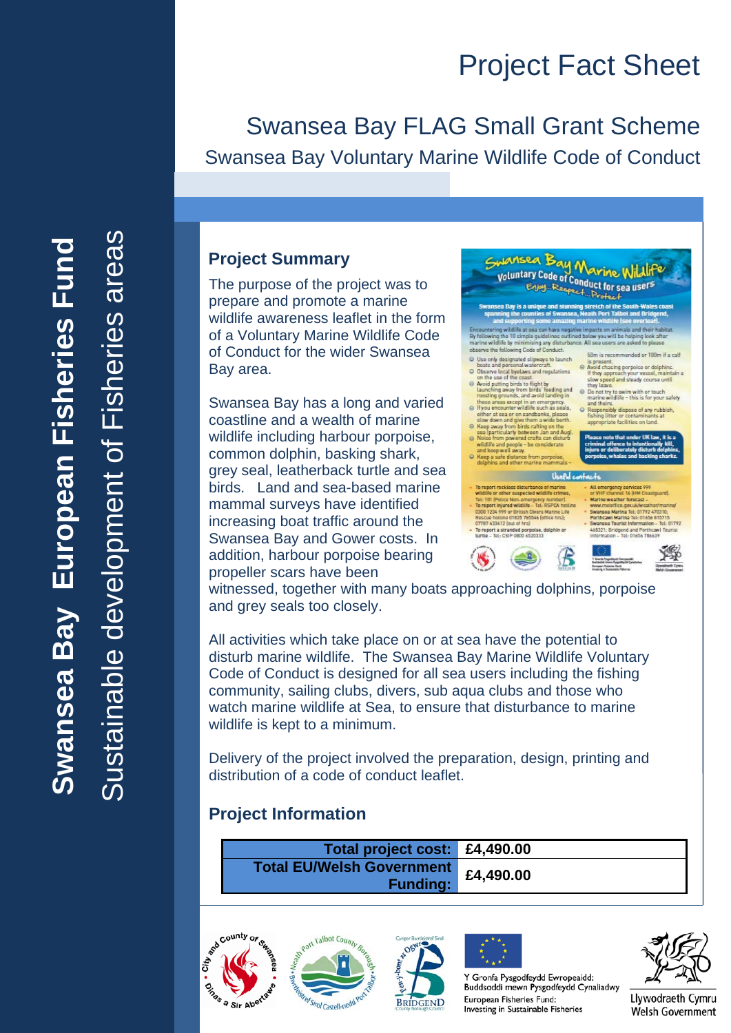# Project Fact Sheet

## Swansea Bay FLAG Small Grant Scheme

Swansea Bay Voluntary Marine Wildlife Code of Conduct

**Swansea Bay European Fisheries Fund**

Sustainable development of Fisheries areas

### Project Summary

The purpose of the project was to prepare and promote a marine wildlife awareness leaflet in the form of a Voluntary Marine Wildlife Code of Conduct for the wider Swansea Bay area.

Swansea Bay has a long and varied coastline and a wealth of marine wildlife including harbour porpoise, common dolphin, basking shark, grey seal, leatherback turtle and sea birds. Land and sea-based marine mammal surveys have identified increasing boat traffic around the Swansea Bay and Gower costs. In addition, harbour porpoise bearing propeller scars have been witnessed, together with many boats approaching dolphins, porpoise and grey seals too closely.

All activities which take place on or at sea have the potential to disturb marine wildlife. The Swansea Bay Marine Wildlife Voluntary Code of Conduct is designed for all sea users including the fishing community, sailing clubs, divers, sub aqua clubs and those who watch marine wildlife at Sea, to ensure that disturbance to marine wildlife is kept to a minimum.

Delivery of the project involved the preparation, design, printing and distribution of a code of conduct leaflet.

### Project Information

| | |
|---|---|
| **Total project cost:** | **£4,490.00** |
| **Total EU/Welsh Government Funding:** | **£4,490.00** |

Y Gronfa Pysgodfeydd Ewropeaidd: Buddsoddi mewn Pysgodfeydd Cynaliadwy
European Fisheries Fund: Investing in Sustainable Fisheries

Llywodraeth Cymru
Welsh Government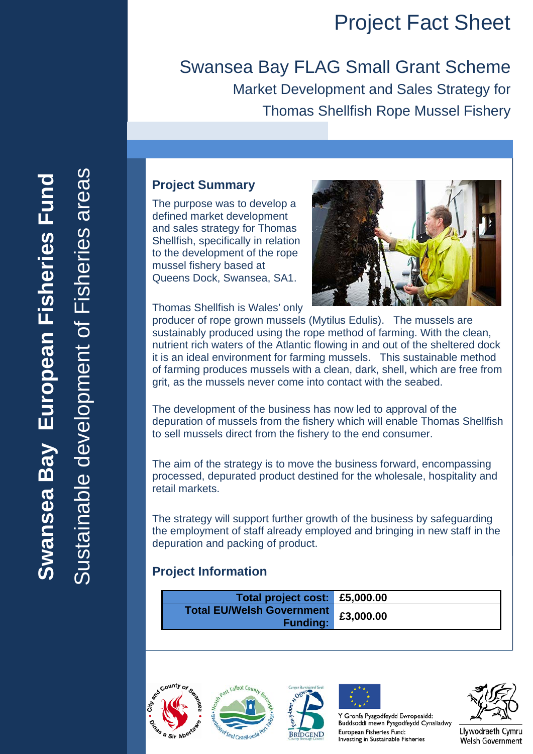# Project Fact Sheet

## Swansea Bay FLAG Small Grant Scheme

### Market Development and Sales Strategy for Thomas Shellfish Rope Mussel Fishery

**Swansea Bay European Fisheries Fund**

Sustainable development of Fisheries areas

### Project Summary

The purpose was to develop a defined market development and sales strategy for Thomas Shellfish, specifically in relation to the development of the rope mussel fishery based at Queens Dock, Swansea, SA1.

Thomas Shellfish is Wales' only producer of rope grown mussels (Mytilus Edulis). The mussels are sustainably produced using the rope method of farming. With the clean, nutrient rich waters of the Atlantic flowing in and out of the sheltered dock it is an ideal environment for farming mussels. This sustainable method of farming produces mussels with a clean, dark, shell, which are free from grit, as the mussels never come into contact with the seabed.

The development of the business has now led to approval of the depuration of mussels from the fishery which will enable Thomas Shellfish to sell mussels direct from the fishery to the end consumer.

The aim of the strategy is to move the business forward, encompassing processed, depurated product destined for the wholesale, hospitality and retail markets.

The strategy will support further growth of the business by safeguarding the employment of staff already employed and bringing in new staff in the depuration and packing of product.

### Project Information

| | |
|---|---|
| **Total project cost:** | **£5,000.00** |
| **Total EU/Welsh Government Funding:** | **£3,000.00** |

Y Gronfa Pysgodfeydd Ewropeaidd: Buddsoddi mewn Pysgodfeydd Cynaliadwy
European Fisheries Fund: Investing in Sustainable Fisheries

Llywodraeth Cymru
Welsh Government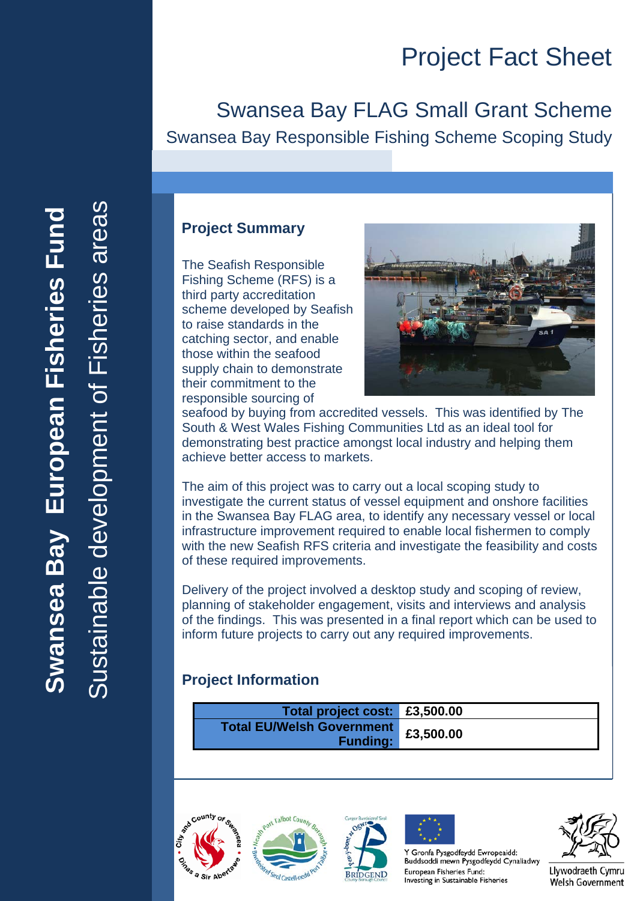# Project Fact Sheet

## Swansea Bay FLAG Small Grant Scheme

### Swansea Bay Responsible Fishing Scheme Scoping Study

**Swansea Bay European Fisheries Fund**

Sustainable development of Fisheries areas

### Project Summary

The Seafish Responsible Fishing Scheme (RFS) is a third party accreditation scheme developed by Seafish to raise standards in the catching sector, and enable those within the seafood supply chain to demonstrate their commitment to the responsible sourcing of seafood by buying from accredited vessels. This was identified by The South & West Wales Fishing Communities Ltd as an ideal tool for demonstrating best practice amongst local industry and helping them achieve better access to markets.

The aim of this project was to carry out a local scoping study to investigate the current status of vessel equipment and onshore facilities in the Swansea Bay FLAG area, to identify any necessary vessel or local infrastructure improvement required to enable local fishermen to comply with the new Seafish RFS criteria and investigate the feasibility and costs of these required improvements.

Delivery of the project involved a desktop study and scoping of review, planning of stakeholder engagement, visits and interviews and analysis of the findings. This was presented in a final report which can be used to inform future projects to carry out any required improvements.

### Project Information

| | |
|---|---|
| **Total project cost:** | **£3,500.00** |
| **Total EU/Welsh Government Funding:** | **£3,500.00** |

Y Gronfa Pysgodfeydd Ewropeaidd: Buddsoddi mewn Pysgodfeydd Cynaliadwy

European Fisheries Fund: Investing in Sustainable Fisheries

Llywodraeth Cymru
Welsh Government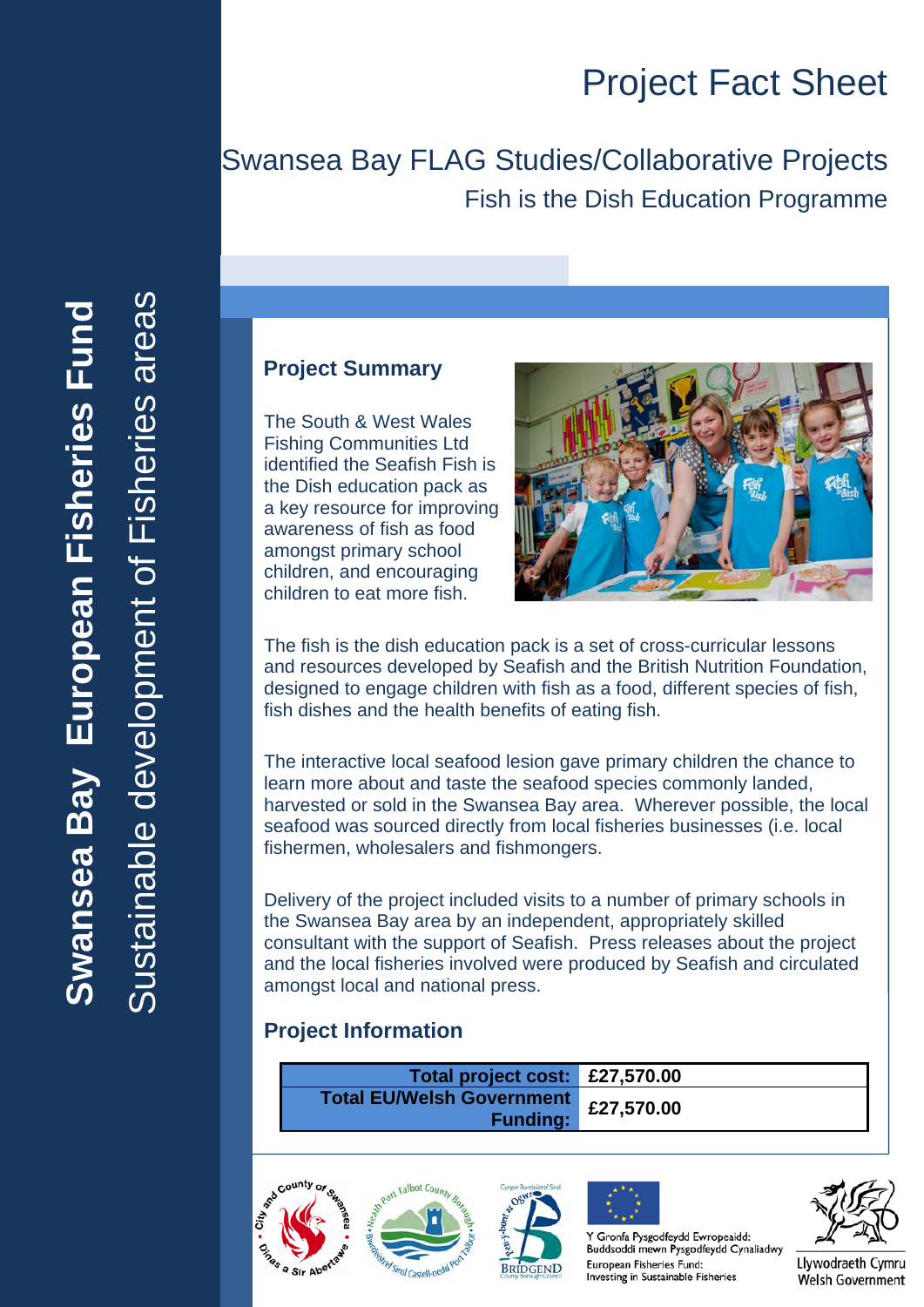# Project Fact Sheet

## Swansea Bay FLAG Studies/Collaborative Projects

### Fish is the Dish Education Programme

**Swansea Bay European Fisheries Fund**
Sustainable development of Fisheries areas

### Project Summary

The South & West Wales Fishing Communities Ltd identified the Seafish Fish is the Dish education pack as a key resource for improving awareness of fish as food amongst primary school children, and encouraging children to eat more fish.

The fish is the dish education pack is a set of cross-curricular lessons and resources developed by Seafish and the British Nutrition Foundation, designed to engage children with fish as a food, different species of fish, fish dishes and the health benefits of eating fish.

The interactive local seafood lesion gave primary children the chance to learn more about and taste the seafood species commonly landed, harvested or sold in the Swansea Bay area. Wherever possible, the local seafood was sourced directly from local fisheries businesses (i.e. local fishermen, wholesalers and fishmongers.

Delivery of the project included visits to a number of primary schools in the Swansea Bay area by an independent, appropriately skilled consultant with the support of Seafish. Press releases about the project and the local fisheries involved were produced by Seafish and circulated amongst local and national press.

### Project Information

| | |
|---|---|
| **Total project cost:** | **£27,570.00** |
| **Total EU/Welsh Government Funding:** | **£27,570.00** |

Y Gronfa Pysgodfeydd Ewropeaidd: Buddsoddi mewn Pysgodfeydd Cynaliadwy
European Fisheries Fund: Investing in Sustainable Fisheries

Llywodraeth Cymru
Welsh Government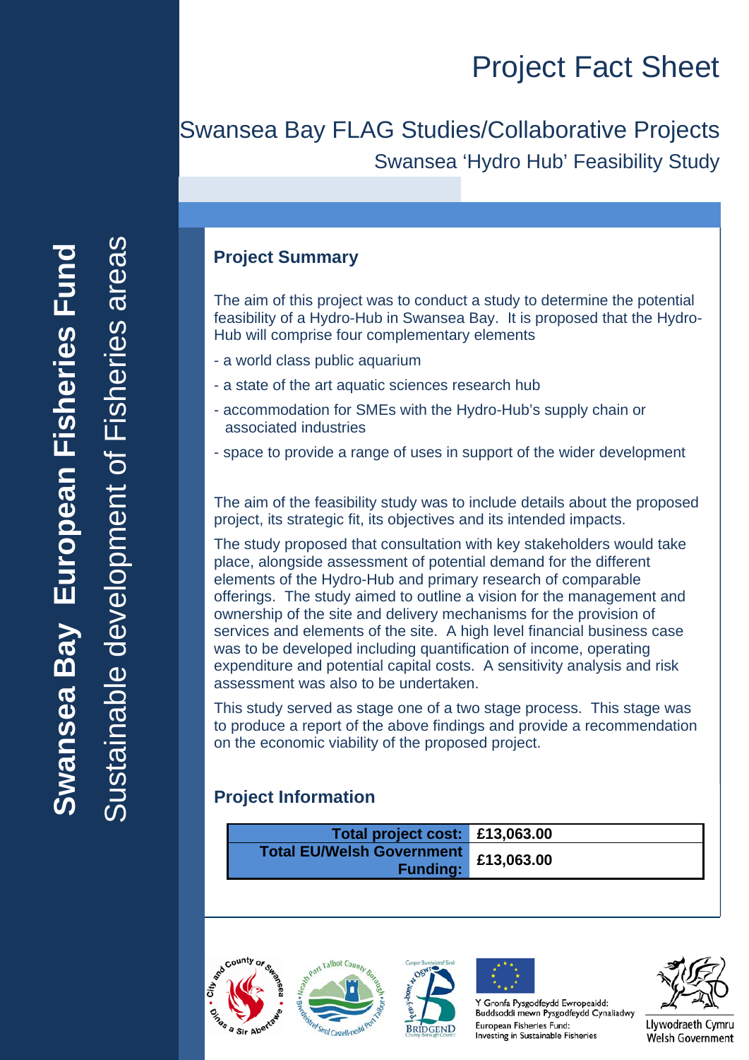# Project Fact Sheet

## Swansea Bay FLAG Studies/Collaborative Projects

### Swansea 'Hydro Hub' Feasibility Study

**Swansea Bay European Fisheries Fund**

Sustainable development of Fisheries areas

### Project Summary

The aim of this project was to conduct a study to determine the potential feasibility of a Hydro-Hub in Swansea Bay. It is proposed that the Hydro-Hub will comprise four complementary elements

- a world class public aquarium
- a state of the art aquatic sciences research hub
- accommodation for SMEs with the Hydro-Hub's supply chain or associated industries
- space to provide a range of uses in support of the wider development

The aim of the feasibility study was to include details about the proposed project, its strategic fit, its objectives and its intended impacts.

The study proposed that consultation with key stakeholders would take place, alongside assessment of potential demand for the different elements of the Hydro-Hub and primary research of comparable offerings. The study aimed to outline a vision for the management and ownership of the site and delivery mechanisms for the provision of services and elements of the site. A high level financial business case was to be developed including quantification of income, operating expenditure and potential capital costs. A sensitivity analysis and risk assessment was also to be undertaken.

This study served as stage one of a two stage process. This stage was to produce a report of the above findings and provide a recommendation on the economic viability of the proposed project.

### Project Information

| | |
|---|---|
| **Total project cost:** | **£13,063.00** |
| **Total EU/Welsh Government Funding:** | **£13,063.00** |

Y Gronfa Pysgodfeydd Ewropeaidd: Buddsoddi mewn Pysgodfeydd Cynaliadwy
European Fisheries Fund: Investing in Sustainable Fisheries

Llywodraeth Cymru
Welsh Government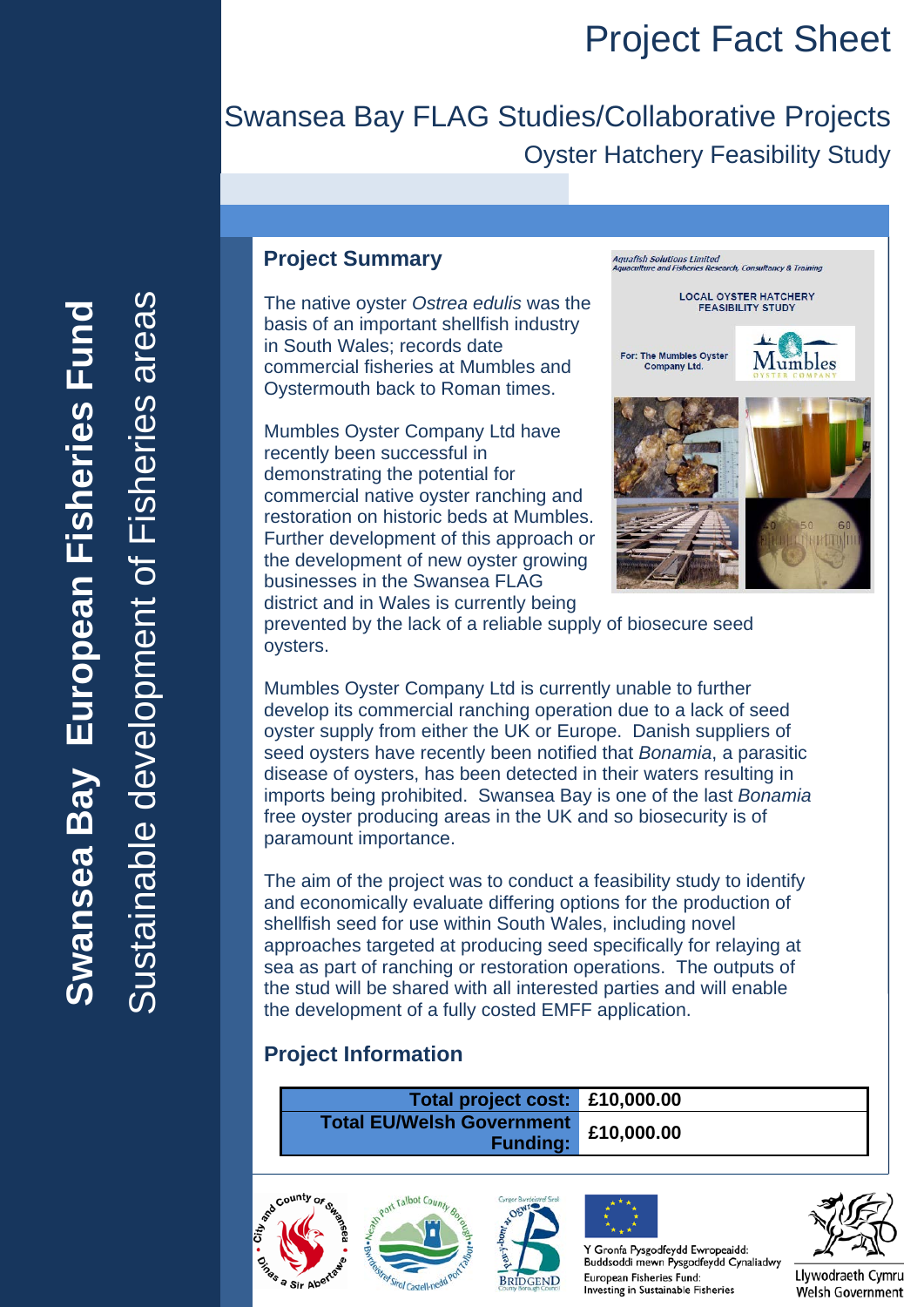# Project Fact Sheet

## Swansea Bay FLAG Studies/Collaborative Projects

### Oyster Hatchery Feasibility Study

**Swansea Bay European Fisheries Fund**

Sustainable development of Fisheries areas

### Project Summary

The native oyster *Ostrea edulis* was the basis of an important shellfish industry in South Wales; records date commercial fisheries at Mumbles and Oystermouth back to Roman times.

Mumbles Oyster Company Ltd have recently been successful in demonstrating the potential for commercial native oyster ranching and restoration on historic beds at Mumbles. Further development of this approach or the development of new oyster growing businesses in the Swansea FLAG district and in Wales is currently being prevented by the lack of a reliable supply of biosecure seed oysters.

Mumbles Oyster Company Ltd is currently unable to further develop its commercial ranching operation due to a lack of seed oyster supply from either the UK or Europe. Danish suppliers of seed oysters have recently been notified that *Bonamia*, a parasitic disease of oysters, has been detected in their waters resulting in imports being prohibited. Swansea Bay is one of the last *Bonamia* free oyster producing areas in the UK and so biosecurity is of paramount importance.

The aim of the project was to conduct a feasibility study to identify and economically evaluate differing options for the production of shellfish seed for use within South Wales, including novel approaches targeted at producing seed specifically for relaying at sea as part of ranching or restoration operations. The outputs of the stud will be shared with all interested parties and will enable the development of a fully costed EMFF application.

### Project Information

| | |
|---|---|
| **Total project cost:** | **£10,000.00** |
| **Total EU/Welsh Government Funding:** | **£10,000.00** |

Y Gronfa Pysgodfeydd Ewropeaidd: Buddsoddi mewn Pysgodfeydd Cynaliadwy
European Fisheries Fund: Investing in Sustainable Fisheries

Llywodraeth Cymru
Welsh Government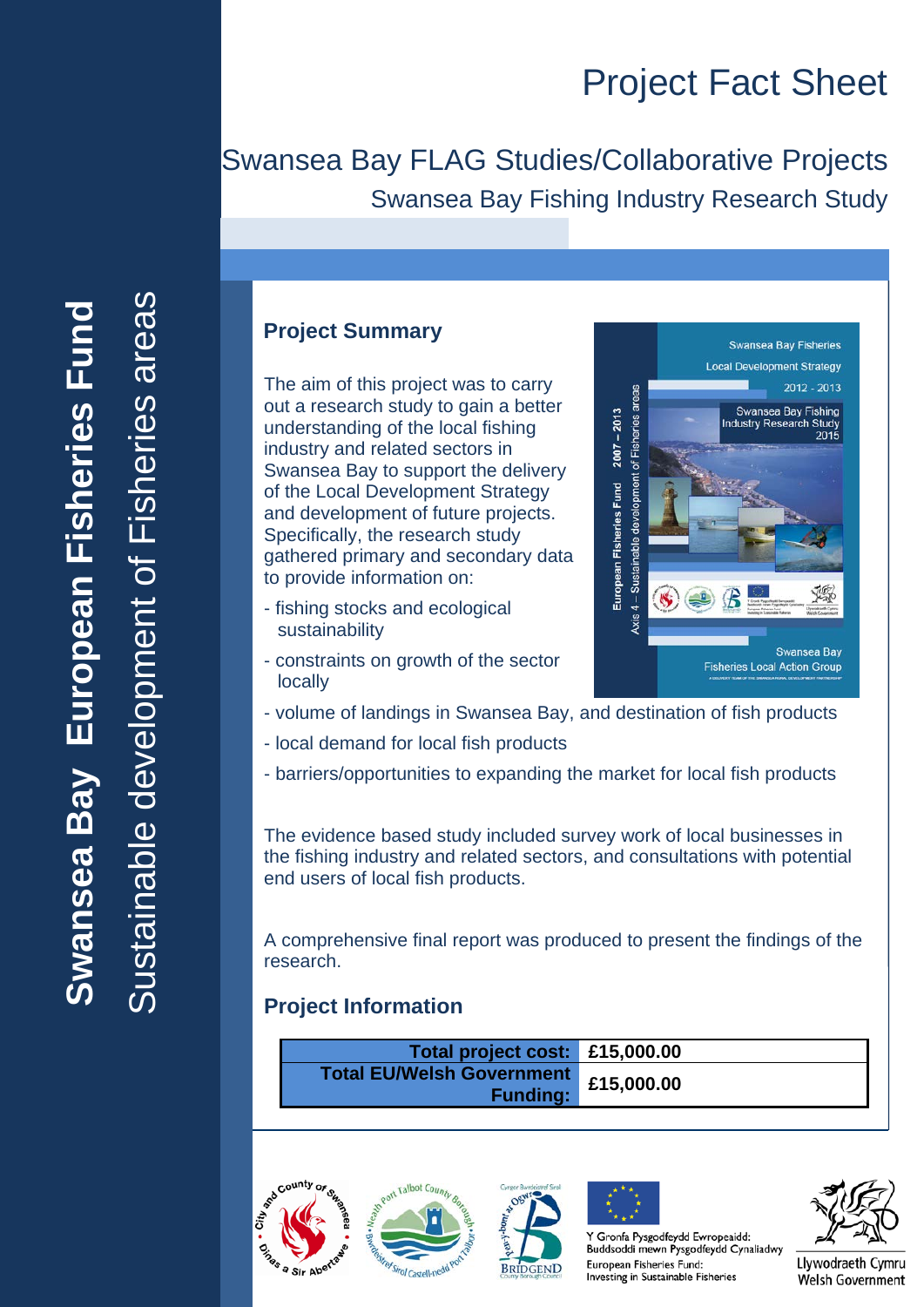# Project Fact Sheet

## Swansea Bay FLAG Studies/Collaborative Projects

### Swansea Bay Fishing Industry Research Study

**Swansea Bay European Fisheries Fund**

Sustainable development of Fisheries areas

### Project Summary

The aim of this project was to carry out a research study to gain a better understanding of the local fishing industry and related sectors in Swansea Bay to support the delivery of the Local Development Strategy and development of future projects. Specifically, the research study gathered primary and secondary data to provide information on:

- fishing stocks and ecological sustainability
- constraints on growth of the sector locally
- volume of landings in Swansea Bay, and destination of fish products
- local demand for local fish products
- barriers/opportunities to expanding the market for local fish products

The evidence based study included survey work of local businesses in the fishing industry and related sectors, and consultations with potential end users of local fish products.

A comprehensive final report was produced to present the findings of the research.

### Project Information

| | |
|---|---|
| **Total project cost:** | **£15,000.00** |
| **Total EU/Welsh Government Funding:** | **£15,000.00** |

Y Gronfa Pysgodfeydd Ewropeaidd: Buddsoddi mewn Pysgodfeydd Cynaliadwy
European Fisheries Fund: Investing in Sustainable Fisheries

Llywodraeth Cymru
Welsh Government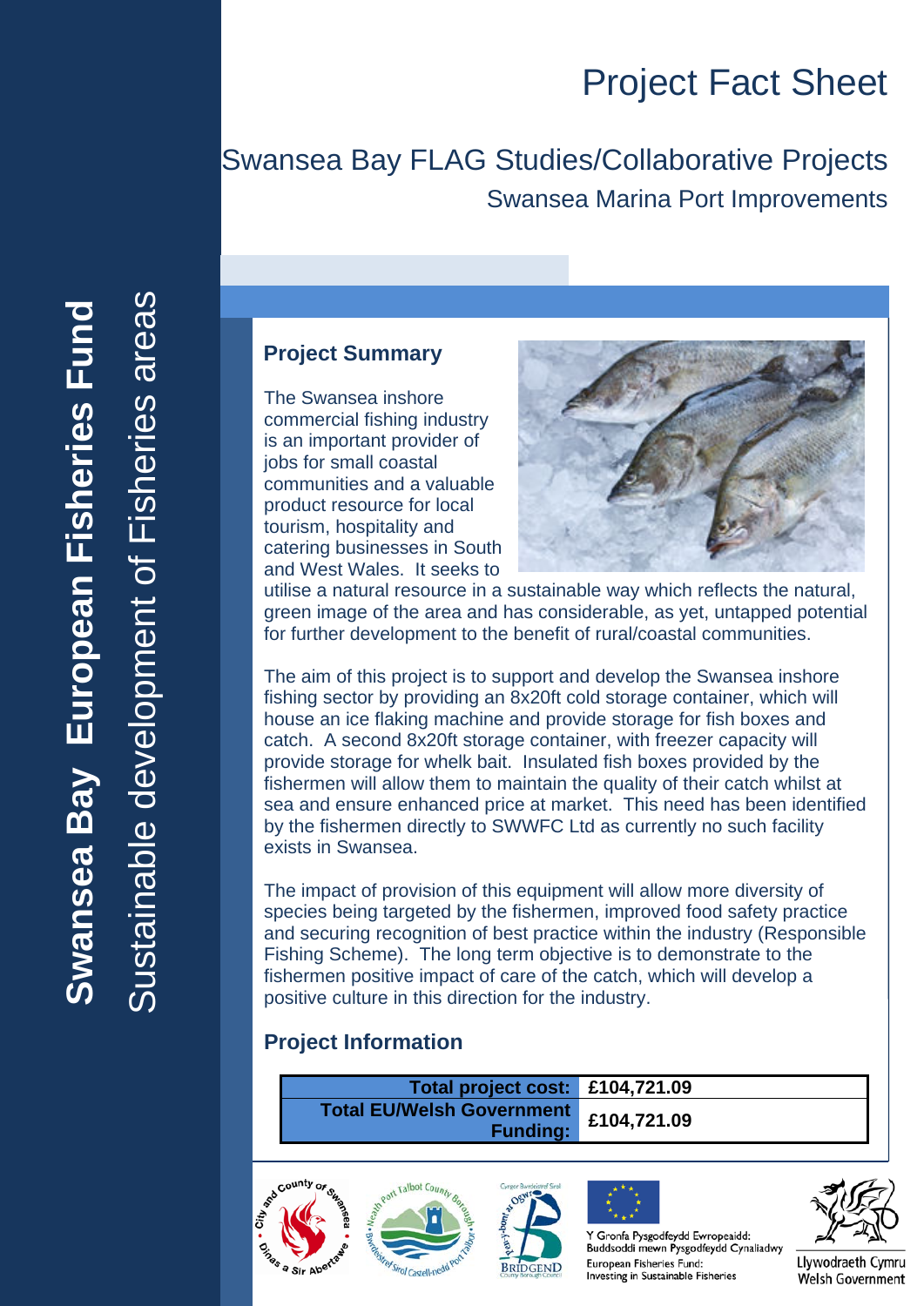# Project Fact Sheet

## Swansea Bay FLAG Studies/Collaborative Projects

### Swansea Marina Port Improvements

**Swansea Bay European Fisheries Fund**

Sustainable development of Fisheries areas

### Project Summary

The Swansea inshore commercial fishing industry is an important provider of jobs for small coastal communities and a valuable product resource for local tourism, hospitality and catering businesses in South and West Wales. It seeks to utilise a natural resource in a sustainable way which reflects the natural, green image of the area and has considerable, as yet, untapped potential for further development to the benefit of rural/coastal communities.

The aim of this project is to support and develop the Swansea inshore fishing sector by providing an 8x20ft cold storage container, which will house an ice flaking machine and provide storage for fish boxes and catch. A second 8x20ft storage container, with freezer capacity will provide storage for whelk bait. Insulated fish boxes provided by the fishermen will allow them to maintain the quality of their catch whilst at sea and ensure enhanced price at market. This need has been identified by the fishermen directly to SWWFC Ltd as currently no such facility exists in Swansea.

The impact of provision of this equipment will allow more diversity of species being targeted by the fishermen, improved food safety practice and securing recognition of best practice within the industry (Responsible Fishing Scheme). The long term objective is to demonstrate to the fishermen positive impact of care of the catch, which will develop a positive culture in this direction for the industry.

### Project Information

| | |
|---|---|
| **Total project cost:** | **£104,721.09** |
| **Total EU/Welsh Government Funding:** | **£104,721.09** |

Y Gronfa Pysgodfeydd Ewropeaidd: Buddsoddi mewn Pysgodfeydd Cynaliadwy
European Fisheries Fund: Investing in Sustainable Fisheries

Llywodraeth Cymru
Welsh Government